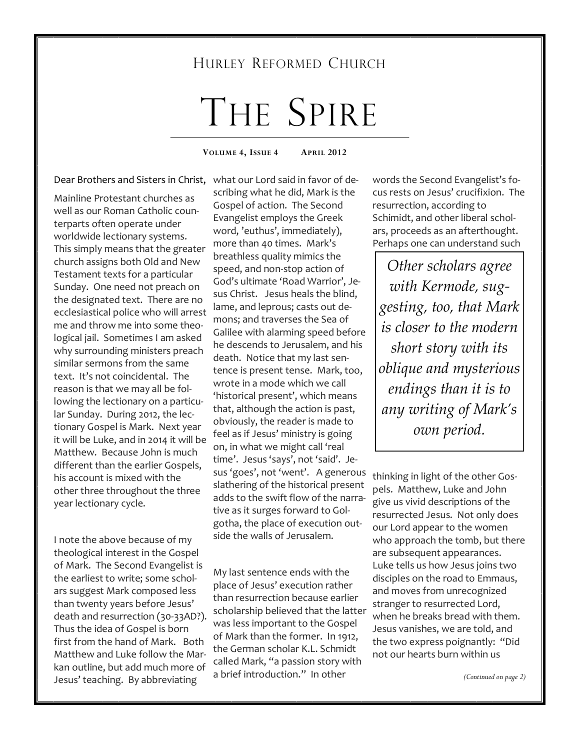# Hurley Reformed Church

# The Spire

**Volume 4, Issue 4 April 2012**

Dear Brothers and Sisters in Christ,

Mainline Protestant churches as well as our Roman Catholic counterparts often operate under worldwide lectionary systems. This simply means that the greater church assigns both Old and New Testament texts for a particular Sunday. One need not preach on the designated text. There are no ecclesiastical police who will arrest me and throw me into some theological jail. Sometimes I am asked why surrounding ministers preach similar sermons from the same text. It's not coincidental. The reason is that we may all be following the lectionary on a particular Sunday. During 2012, the lectionary Gospel is Mark. Next year it will be Luke, and in 2014 it will be Matthew. Because John is much different than the earlier Gospels, his account is mixed with the other three throughout the three year lectionary cycle.

I note the above because of my theological interest in the Gospel of Mark. The Second Evangelist is the earliest to write; some scholars suggest Mark composed less than twenty years before Jesus' death and resurrection (30-33AD?). Thus the idea of Gospel is born first from the hand of Mark. Both Matthew and Luke follow the Markan outline, but add much more of Jesus' teaching. By abbreviating what our Lord said in favor of describing what he did, Mark is the Gospel of action. The Second Evangelist employs the Greek word, 'euthus', immediately), more than 40 times. Mark's breathless quality mimics the speed, and non-stop action of God's ultimate 'Road Warrior', Jesus Christ. Jesus heals the blind, lame, and leprous; casts out demons; and traverses the Sea of Galilee with alarming speed before he descends to Jerusalem, and his death. Notice that my last sentence is present tense. Mark, too, wrote in a mode which we call 'historical present', which means that, although the action is past, obviously, the reader is made to feel as if Jesus' ministry is going on, in what we might call 'real time'. Jesus 'says', not 'said'. Jesus 'goes', not 'went'. A generous slathering of the historical present adds to the swift flow of the narrative as it surges forward to Golgotha, the place of execution outside the walls of Jerusalem.

My last sentence ends with the place of Jesus' execution rather than resurrection because earlier scholarship believed that the latter was less important to the Gospel of Mark than the former. In 1912, the German scholar K.L. Schmidt called Mark, "a passion story with a brief introduction." In other words the Second Evangelist's focus rests on Jesus' crucifixion. The resurrection, according to Schimidt, and other liberal scholars, proceeds as an afterthought. Perhaps one can understand such thinking in light of the other Gospels. Matthew, Luke and John give us vivid descriptions of the resurrected Jesus. Not only does our Lord appear to the women who approach the tomb, but there are subsequent appearances. Luke tells us how Jesus joins two disciples on the road to Emmaus, and moves from unrecognized stranger to resurrected Lord, when he breaks bread with them. Jesus vanishes, we are told, and the two express poignantly: "Did not our hearts burn within us

> *Other scholars agree with Kermode, suggesting, too, that Mark is closer to the modern short story with its oblique and mysterious endings than it is to any writing of Mark's own period.*

*(Continued on page 2)*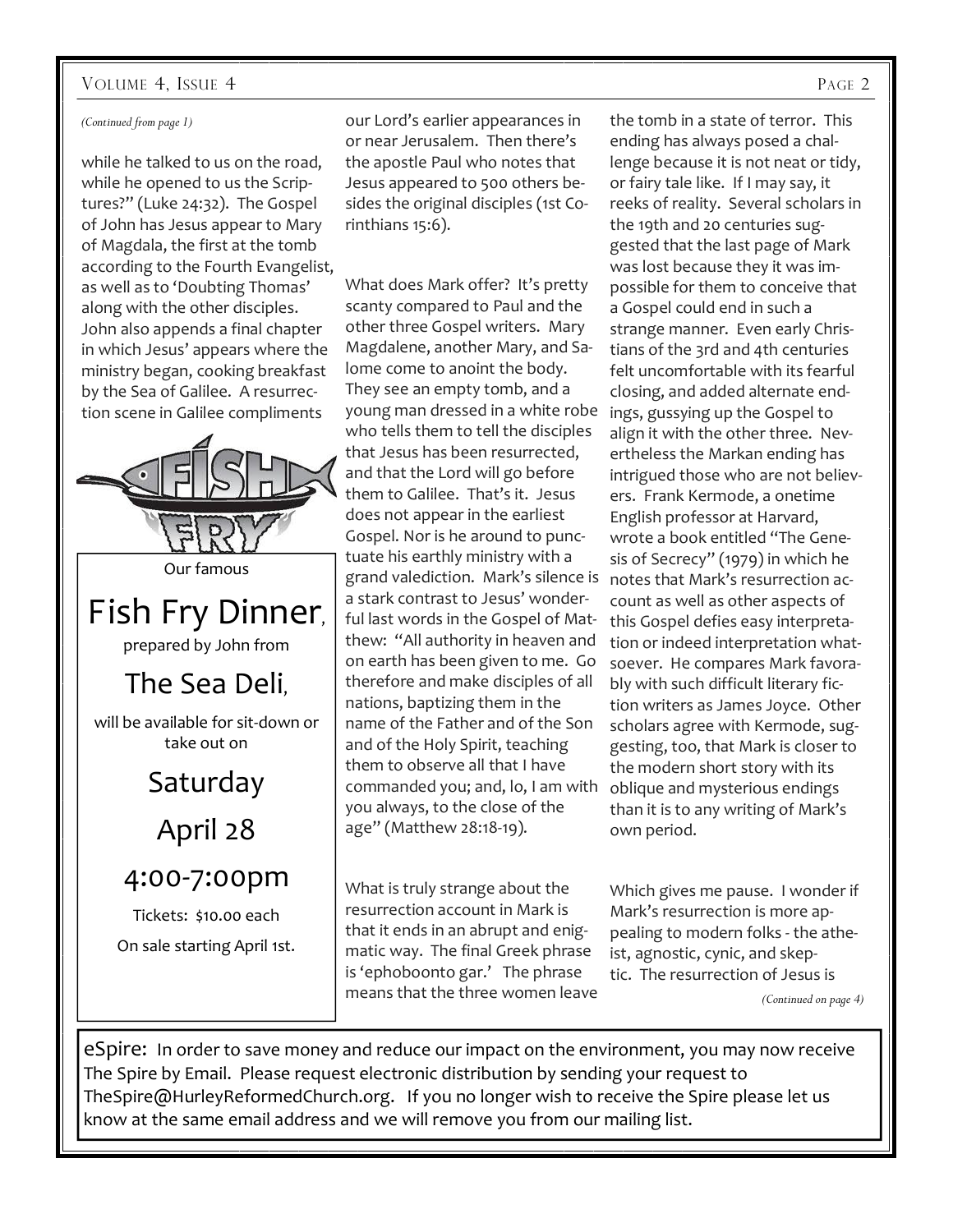*(Continued from page 1)*

while he talked to us on the road, while he opened to us the Scriptures?" (Luke 24:32). The Gospel of John has Jesus appear to Mary of Magdala, the first at the tomb according to the Fourth Evangelist, as well as to 'Doubting Thomas' along with the other disciples. John also appends a final chapter in which Jesus' appears where the ministry began, cooking breakfast by the Sea of Galilee. A resurrection scene in Galilee compliments our Lord's earlier appearances in or near Jerusalem. Then there's the apostle Paul who notes that Jesus appeared to 500 others besides the original disciples (1st Corinthians 15:6).

What does Mark offer? It's pretty scanty compared to Paul and the other three Gospel writers. Mary Magdalene, another Mary, and Salome come to anoint the body. They see an empty tomb, and a young man dressed in a white robe who tells them to tell the disciples that Jesus has been resurrected, and that the Lord will go before them to Galilee. That's it. Jesus does not appear in the earliest Gospel. Nor is he around to punctuate his earthly ministry with a grand valediction. Mark's silence is a stark contrast to Jesus' wonderful last words in the Gospel of Matthew: "All authority in heaven and on earth has been given to me. Go therefore and make disciples of all nations, baptizing them in the name of the Father and of the Son and of the Holy Spirit, teaching them to observe all that I have commanded you; and, lo, I am with you always, to the close of the age" (Matthew 28:18-19).

What is truly strange about the resurrection account in Mark is that it ends in an abrupt and enigmatic way. The final Greek phrase is 'ephoboonto gar.' The phrase means that the three women leave the tomb in a state of terror. This ending has always posed a challenge because it is not neat or tidy, or fairy tale like. If I may say, it reeks of reality. Several scholars in the 19th and 20 centuries suggested that the last page of Mark was lost because they it was impossible for them to conceive that a Gospel could end in such a strange manner. Even early Christians of the 3rd and 4th centuries felt uncomfortable with its fearful closing, and added alternate endings, gussying up the Gospel to align it with the other three. Nevertheless the Markan ending has intrigued those who are not believers. Frank Kermode, a onetime English professor at Harvard, wrote a book entitled "The Genesis of Secrecy" (1979) in which he notes that Mark's resurrection account as well as other aspects of this Gospel defies easy interpretation or indeed interpretation whatsoever. He compares Mark favorably with such difficult literary fiction writers as James Joyce. Other scholars agree with Kermode, suggesting, too, that Mark is closer to the modern short story with its oblique and mysterious endings than it is to any writing of Mark's own period.

Which gives me pause. I wonder if Mark's resurrection is more appealing to modern folks - the atheist, agnostic, cynic, and skeptic. The resurrection of Jesus is

*(Continued on page 4)*

---

**FISH FRY**

Our famous

## Fish Fry Dinner,

prepared by John from

## The Sea Deli,

will be available for sit-down or take out on

## Saturday
## April 28
## 4:00-7:00pm

Tickets: $10.00 each

On sale starting April 1st.

---

eSpire: In order to save money and reduce our impact on the environment, you may now receive The Spire by Email. Please request electronic distribution by sending your request to TheSpire@HurleyReformedChurch.org. If you no longer wish to receive the Spire please let us know at the same email address and we will remove you from our mailing list.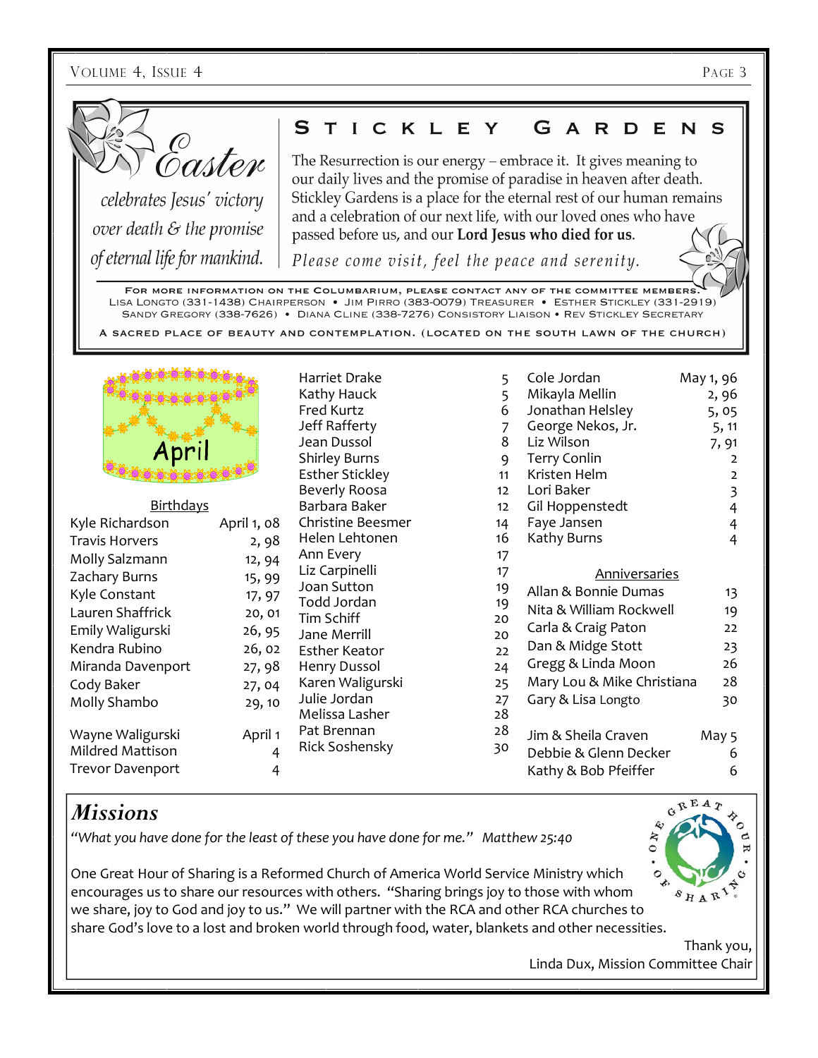## Easter

*celebrates Jesus' victory over death & the promise of eternal life for mankind.*

## Stickley Gardens

The Resurrection is our energy – embrace it. It gives meaning to our daily lives and the promise of paradise in heaven after death. Stickley Gardens is a place for the eternal rest of our human remains and a celebration of our next life, with our loved ones who have passed before us, and our **Lord Jesus who died for us**.

*Please come visit, feel the peace and serenity.*

For more information on the Columbarium, please contact any of the committee members.
Lisa Longto (331-1438) Chairperson • Jim Pirro (383-0079) Treasurer • Esther Stickley (331-2919)
Sandy Gregory (338-7626) • Diana Cline (338-7276) Consistory Liaison • Rev Stickley Secretary

A sacred place of beauty and contemplation. (Located on the south lawn of the church)

## April

### Birthdays

| Name | Date |
|---|---|
| Kyle Richardson | April 1, 08 |
| Travis Horvers | 2, 98 |
| Molly Salzmann | 12, 94 |
| Zachary Burns | 15, 99 |
| Kyle Constant | 17, 97 |
| Lauren Shaffrick | 20, 01 |
| Emily Waligurski | 26, 95 |
| Kendra Rubino | 26, 02 |
| Miranda Davenport | 27, 98 |
| Cody Baker | 27, 04 |
| Molly Shambo | 29, 10 |

| Name | Date |
|---|---|
| Wayne Waligurski | April 1 |
| Mildred Mattison | 4 |
| Trevor Davenport | 4 |
| Harriet Drake | 5 |
| Kathy Hauck | 5 |
| Fred Kurtz | 6 |
| Jeff Rafferty | 7 |
| Jean Dussol | 8 |
| Shirley Burns | 9 |
| Esther Stickley | 11 |
| Beverly Roosa | 12 |
| Barbara Baker | 12 |
| Christine Beesmer | 14 |
| Helen Lehtonen | 16 |
| Ann Every | 17 |
| Liz Carpinelli | 17 |
| Joan Sutton | 19 |
| Todd Jordan | 19 |
| Tim Schiff | 20 |
| Jane Merrill | 20 |
| Esther Keator | 22 |
| Henry Dussol | 24 |
| Karen Waligurski | 25 |
| Julie Jordan | 27 |
| Melissa Lasher | 28 |
| Pat Brennan | 28 |
| Rick Soshensky | 30 |

| Name | Date |
|---|---|
| Cole Jordan | May 1, 96 |
| Mikayla Mellin | 2, 96 |
| Jonathan Helsley | 5, 05 |
| George Nekos, Jr. | 5, 11 |
| Liz Wilson | 7, 91 |
| Terry Conlin | 2 |
| Kristen Helm | 2 |
| Lori Baker | 3 |
| Gil Hoppenstedt | 4 |
| Faye Jansen | 4 |
| Kathy Burns | 4 |

### Anniversaries

| Names | Date |
|---|---|
| Allan & Bonnie Dumas | 13 |
| Nita & William Rockwell | 19 |
| Carla & Craig Paton | 22 |
| Dan & Midge Stott | 23 |
| Gregg & Linda Moon | 26 |
| Mary Lou & Mike Christiana | 28 |
| Gary & Lisa Longto | 30 |
| Jim & Sheila Craven | May 5 |
| Debbie & Glenn Decker | 6 |
| Kathy & Bob Pfeiffer | 6 |

## *Missions*

*"What you have done for the least of these you have done for me." Matthew 25:40*

One Great Hour of Sharing is a Reformed Church of America World Service Ministry which encourages us to share our resources with others. "Sharing brings joy to those with whom we share, joy to God and joy to us." We will partner with the RCA and other RCA churches to share God's love to a lost and broken world through food, water, blankets and other necessities.

Thank you,
Linda Dux, Mission Committee Chair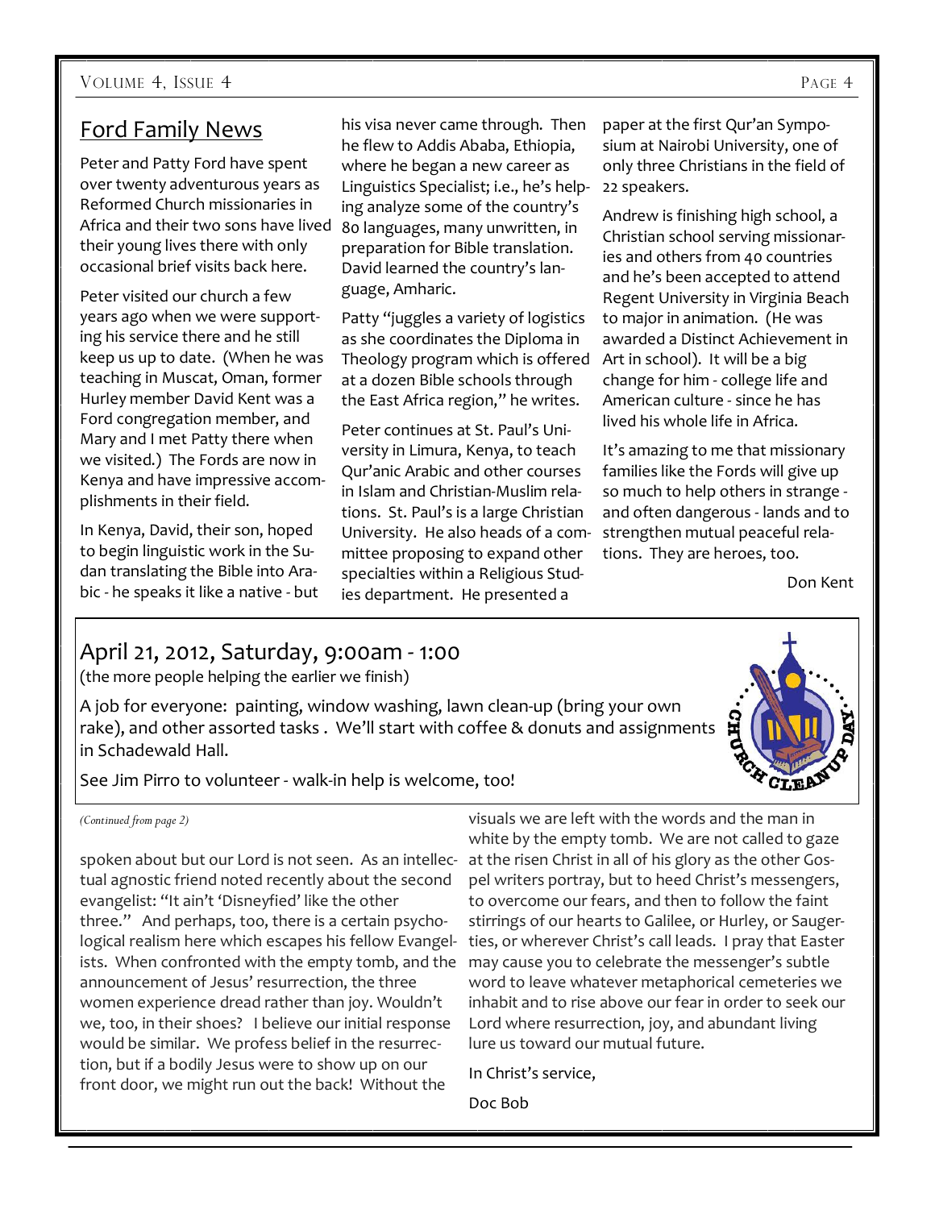## Ford Family News

Peter and Patty Ford have spent over twenty adventurous years as Reformed Church missionaries in Africa and their two sons have lived their young lives there with only occasional brief visits back here.

Peter visited our church a few years ago when we were supporting his service there and he still keep us up to date. (When he was teaching in Muscat, Oman, former Hurley member David Kent was a Ford congregation member, and Mary and I met Patty there when we visited.) The Fords are now in Kenya and have impressive accomplishments in their field.

In Kenya, David, their son, hoped to begin linguistic work in the Sudan translating the Bible into Arabic - he speaks it like a native - but his visa never came through. Then he flew to Addis Ababa, Ethiopia, where he began a new career as Linguistics Specialist; i.e., he's helping analyze some of the country's 80 languages, many unwritten, in preparation for Bible translation. David learned the country's language, Amharic.

Patty "juggles a variety of logistics as she coordinates the Diploma in Theology program which is offered at a dozen Bible schools through the East Africa region," he writes.

Peter continues at St. Paul's University in Limura, Kenya, to teach Qur'anic Arabic and other courses in Islam and Christian-Muslim relations. St. Paul's is a large Christian University. He also heads of a committee proposing to expand other specialties within a Religious Studies department. He presented a paper at the first Qur'an Symposium at Nairobi University, one of only three Christians in the field of 22 speakers.

Andrew is finishing high school, a Christian school serving missionaries and others from 40 countries and he's been accepted to attend Regent University in Virginia Beach to major in animation. (He was awarded a Distinct Achievement in Art in school). It will be a big change for him - college life and American culture - since he has lived his whole life in Africa.

It's amazing to me that missionary families like the Fords will give up so much to help others in strange - and often dangerous - lands and to strengthen mutual peaceful relations. They are heroes, too.

Don Kent

## April 21, 2012, Saturday, 9:00am - 1:00

(the more people helping the earlier we finish)

A job for everyone: painting, window washing, lawn clean-up (bring your own rake), and other assorted tasks . We'll start with coffee & donuts and assignments in Schadewald Hall.

See Jim Pirro to volunteer - walk-in help is welcome, too!

*(Continued from page 2)*

spoken about but our Lord is not seen. As an intellectual agnostic friend noted recently about the second evangelist: "It ain't 'Disneyfied' like the other three." And perhaps, too, there is a certain psychological realism here which escapes his fellow Evangelists. When confronted with the empty tomb, and the announcement of Jesus' resurrection, the three women experience dread rather than joy. Wouldn't we, too, in their shoes? I believe our initial response would be similar. We profess belief in the resurrection, but if a bodily Jesus were to show up on our front door, we might run out the back! Without the visuals we are left with the words and the man in white by the empty tomb. We are not called to gaze at the risen Christ in all of his glory as the other Gospel writers portray, but to heed Christ's messengers, to overcome our fears, and then to follow the faint stirrings of our hearts to Galilee, or Hurley, or Saugerties, or wherever Christ's call leads. I pray that Easter may cause you to celebrate the messenger's subtle word to leave whatever metaphorical cemeteries we inhabit and to rise above our fear in order to seek our Lord where resurrection, joy, and abundant living lure us toward our mutual future.

In Christ's service,

Doc Bob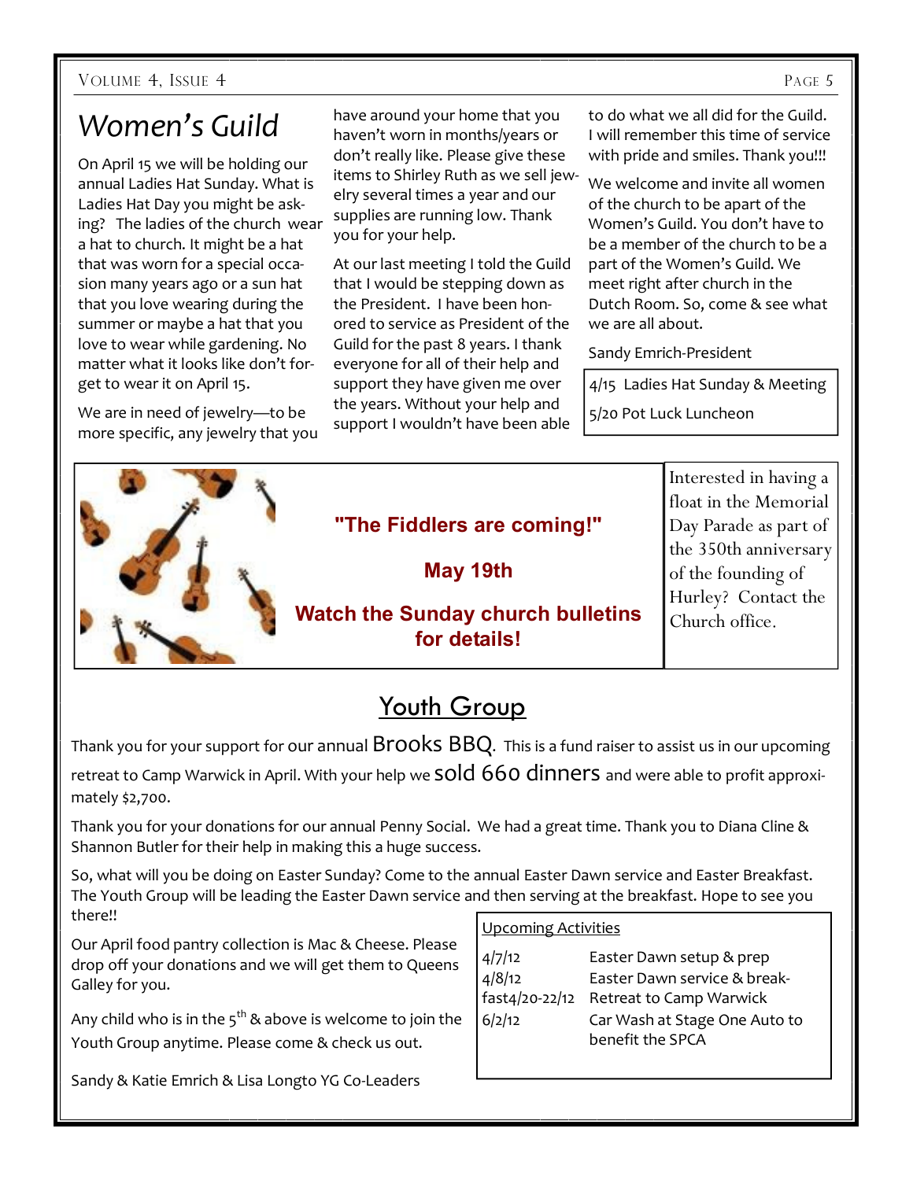# Women's Guild

On April 15 we will be holding our annual Ladies Hat Sunday. What is Ladies Hat Day you might be asking? The ladies of the church wear a hat to church. It might be a hat that was worn for a special occasion many years ago or a sun hat that you love wearing during the summer or maybe a hat that you love to wear while gardening. No matter what it looks like don't forget to wear it on April 15.

We are in need of jewelry—to be more specific, any jewelry that you have around your home that you haven't worn in months/years or don't really like. Please give these items to Shirley Ruth as we sell jewelry several times a year and our supplies are running low. Thank you for your help.

At our last meeting I told the Guild that I would be stepping down as the President. I have been honored to service as President of the Guild for the past 8 years. I thank everyone for all of their help and support they have given me over the years. Without your help and support I wouldn't have been able to do what we all did for the Guild. I will remember this time of service with pride and smiles. Thank you!!!

We welcome and invite all women of the church to be apart of the Women's Guild. You don't have to be a member of the church to be a part of the Women's Guild. We meet right after church in the Dutch Room. So, come & see what we are all about.

Sandy Emrich-President

4/15 Ladies Hat Sunday & Meeting

5/20 Pot Luck Luncheon

**"The Fiddlers are coming!"**

**May 19th**

**Watch the Sunday church bulletins for details!**

Interested in having a float in the Memorial Day Parade as part of the 350th anniversary of the founding of Hurley? Contact the Church office.

## Youth Group

Thank you for your support for our annual Brooks BBQ. This is a fund raiser to assist us in our upcoming retreat to Camp Warwick in April. With your help we sold 660 dinners and were able to profit approximately $2,700.

Thank you for your donations for our annual Penny Social. We had a great time. Thank you to Diana Cline & Shannon Butler for their help in making this a huge success.

So, what will you be doing on Easter Sunday? Come to the annual Easter Dawn service and Easter Breakfast. The Youth Group will be leading the Easter Dawn service and then serving at the breakfast. Hope to see you there!!

Our April food pantry collection is Mac & Cheese. Please drop off your donations and we will get them to Queens Galley for you.

Any child who is in the 5th & above is welcome to join the Youth Group anytime. Please come & check us out.

Sandy & Katie Emrich & Lisa Longto YG Co-Leaders

Upcoming Activities

| | |
|---|---|
| 4/7/12 | Easter Dawn setup & prep |
| 4/8/12 | Easter Dawn service & breakfast |
| 4/20-22/12 | Retreat to Camp Warwick |
| 6/2/12 | Car Wash at Stage One Auto to benefit the SPCA |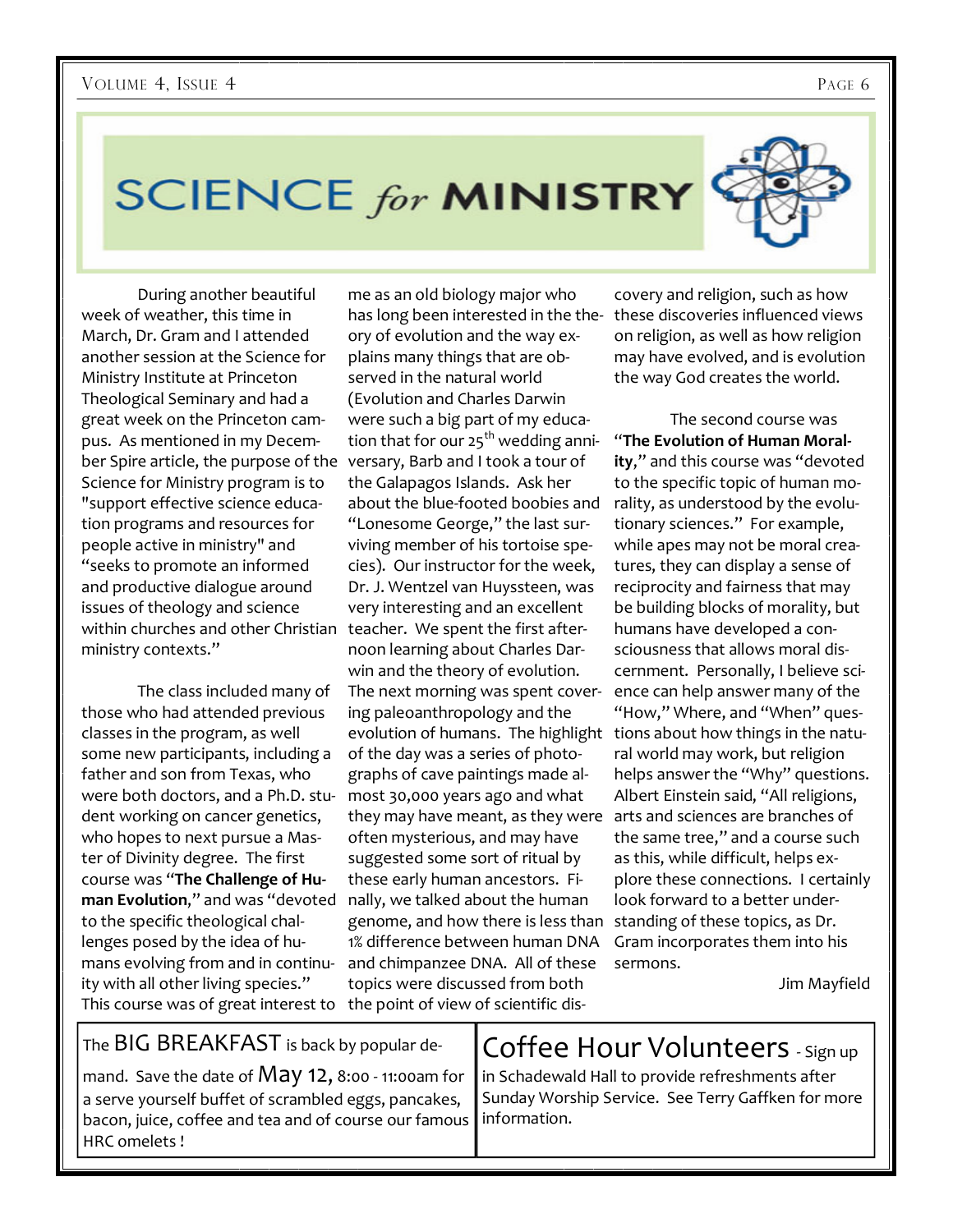# SCIENCE *for* MINISTRY

During another beautiful week of weather, this time in March, Dr. Gram and I attended another session at the Science for Ministry Institute at Princeton Theological Seminary and had a great week on the Princeton campus. As mentioned in my December Spire article, the purpose of the Science for Ministry program is to "support effective science education programs and resources for people active in ministry" and "seeks to promote an informed and productive dialogue around issues of theology and science within churches and other Christian ministry contexts."

The class included many of those who had attended previous classes in the program, as well some new participants, including a father and son from Texas, who were both doctors, and a Ph.D. student working on cancer genetics, who hopes to next pursue a Master of Divinity degree. The first course was "**The Challenge of Human Evolution**," and was "devoted to the specific theological challenges posed by the idea of humans evolving from and in continuity with all other living species." This course was of great interest to me as an old biology major who has long been interested in the theory of evolution and the way explains many things that are observed in the natural world (Evolution and Charles Darwin were such a big part of my education that for our 25th wedding anniversary, Barb and I took a tour of the Galapagos Islands. Ask her about the blue-footed boobies and "Lonesome George," the last surviving member of his tortoise species). Our instructor for the week, Dr. J. Wentzel van Huyssteen, was very interesting and an excellent teacher. We spent the first afternoon learning about Charles Darwin and the theory of evolution. The next morning was spent covering paleoanthropology and the evolution of humans. The highlight of the day was a series of photographs of cave paintings made almost 30,000 years ago and what they may have meant, as they were often mysterious, and may have suggested some sort of ritual by these early human ancestors. Finally, we talked about the human genome, and how there is less than 1% difference between human DNA and chimpanzee DNA. All of these topics were discussed from both the point of view of scientific discovery and religion, such as how these discoveries influenced views on religion, as well as how religion may have evolved, and is evolution the way God creates the world.

The second course was "**The Evolution of Human Morality**," and this course was "devoted to the specific topic of human morality, as understood by the evolutionary sciences." For example, while apes may not be moral creatures, they can display a sense of reciprocity and fairness that may be building blocks of morality, but humans have developed a consciousness that allows moral discernment. Personally, I believe science can help answer many of the "How," Where, and "When" questions about how things in the natural world may work, but religion helps answer the "Why" questions. Albert Einstein said, "All religions, arts and sciences are branches of the same tree," and a course such as this, while difficult, helps explore these connections. I certainly look forward to a better understanding of these topics, as Dr. Gram incorporates them into his sermons.

Jim Mayfield

---

The BIG BREAKFAST is back by popular demand. Save the date of May 12, 8:00 - 11:00am for a serve yourself buffet of scrambled eggs, pancakes, bacon, juice, coffee and tea and of course our famous HRC omelets !

---

Coffee Hour Volunteers - Sign up in Schadewald Hall to provide refreshments after Sunday Worship Service. See Terry Gaffken for more information.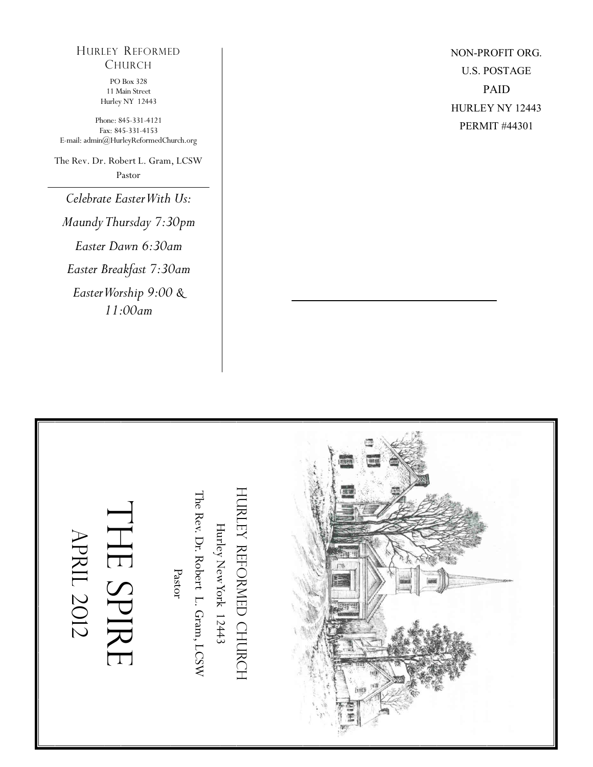Hurley Reformed Church

PO Box 328
11 Main Street
Hurley NY 12443

Phone: 845-331-4121
Fax: 845-331-4153
E-mail: admin@HurleyReformedChurch.org

The Rev. Dr. Robert L. Gram, LCSW
Pastor

*Celebrate Easter With Us:*

*Maundy Thursday 7:30pm*

*Easter Dawn 6:30am*

*Easter Breakfast 7:30am*

*Easter Worship 9:00 & 11:00am*

NON-PROFIT ORG.
U.S. POSTAGE
PAID
HURLEY NY 12443
PERMIT #44301

HURLEY REFORMED CHURCH

Hurley New York 12443

The Rev. Dr. Robert L. Gram, LCSW

Pastor

# THE SPIRE

## APRIL 2012